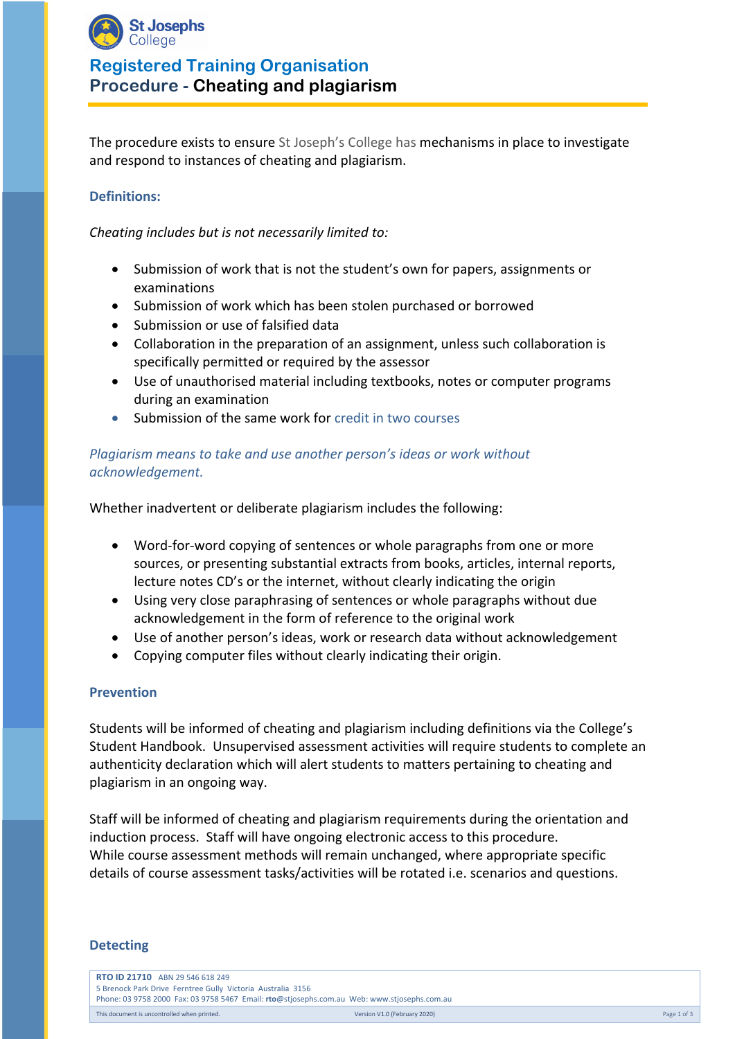St Josephs College

# Registered Training Organisation

## Procedure - Cheating and plagiarism

The procedure exists to ensure St Joseph's College has mechanisms in place to investigate and respond to instances of cheating and plagiarism.

### Definitions:

*Cheating includes but is not necessarily limited to:*

- Submission of work that is not the student's own for papers, assignments or examinations
- Submission of work which has been stolen purchased or borrowed
- Submission or use of falsified data
- Collaboration in the preparation of an assignment, unless such collaboration is specifically permitted or required by the assessor
- Use of unauthorised material including textbooks, notes or computer programs during an examination
- Submission of the same work for credit in two courses

*Plagiarism means to take and use another person's ideas or work without acknowledgement.*

Whether inadvertent or deliberate plagiarism includes the following:

- Word-for-word copying of sentences or whole paragraphs from one or more sources, or presenting substantial extracts from books, articles, internal reports, lecture notes CD's or the internet, without clearly indicating the origin
- Using very close paraphrasing of sentences or whole paragraphs without due acknowledgement in the form of reference to the original work
- Use of another person's ideas, work or research data without acknowledgement
- Copying computer files without clearly indicating their origin.

### Prevention

Students will be informed of cheating and plagiarism including definitions via the College's Student Handbook. Unsupervised assessment activities will require students to complete an authenticity declaration which will alert students to matters pertaining to cheating and plagiarism in an ongoing way.

Staff will be informed of cheating and plagiarism requirements during the orientation and induction process. Staff will have ongoing electronic access to this procedure.
While course assessment methods will remain unchanged, where appropriate specific details of course assessment tasks/activities will be rotated i.e. scenarios and questions.

### Detecting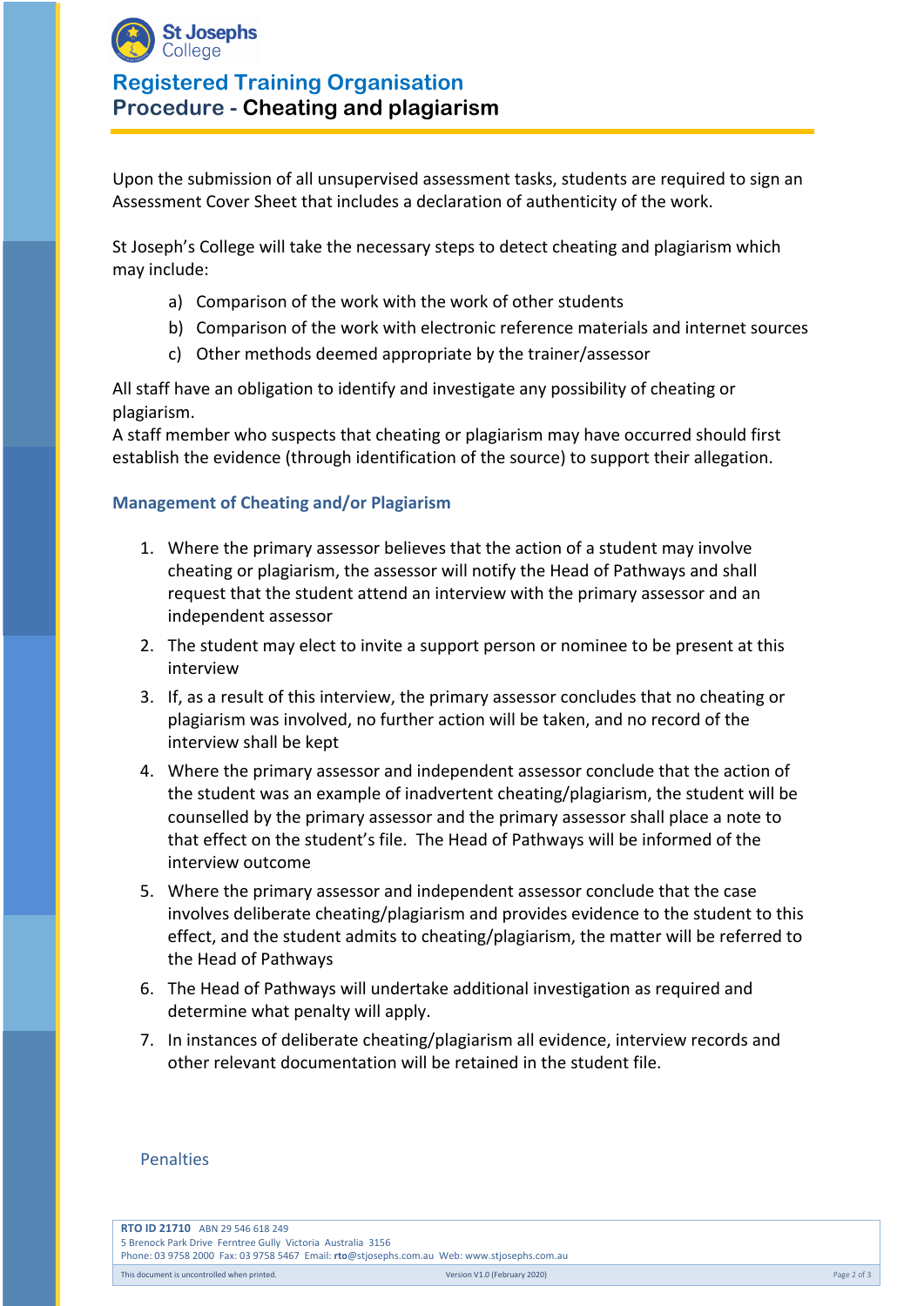Upon the submission of all unsupervised assessment tasks, students are required to sign an Assessment Cover Sheet that includes a declaration of authenticity of the work.

St Joseph's College will take the necessary steps to detect cheating and plagiarism which may include:

a) Comparison of the work with the work of other students
b) Comparison of the work with electronic reference materials and internet sources
c) Other methods deemed appropriate by the trainer/assessor

All staff have an obligation to identify and investigate any possibility of cheating or plagiarism.
A staff member who suspects that cheating or plagiarism may have occurred should first establish the evidence (through identification of the source) to support their allegation.

### Management of Cheating and/or Plagiarism

1. Where the primary assessor believes that the action of a student may involve cheating or plagiarism, the assessor will notify the Head of Pathways and shall request that the student attend an interview with the primary assessor and an independent assessor
2. The student may elect to invite a support person or nominee to be present at this interview
3. If, as a result of this interview, the primary assessor concludes that no cheating or plagiarism was involved, no further action will be taken, and no record of the interview shall be kept
4. Where the primary assessor and independent assessor conclude that the action of the student was an example of inadvertent cheating/plagiarism, the student will be counselled by the primary assessor and the primary assessor shall place a note to that effect on the student's file. The Head of Pathways will be informed of the interview outcome
5. Where the primary assessor and independent assessor conclude that the case involves deliberate cheating/plagiarism and provides evidence to the student to this effect, and the student admits to cheating/plagiarism, the matter will be referred to the Head of Pathways
6. The Head of Pathways will undertake additional investigation as required and determine what penalty will apply.
7. In instances of deliberate cheating/plagiarism all evidence, interview records and other relevant documentation will be retained in the student file.

### Penalties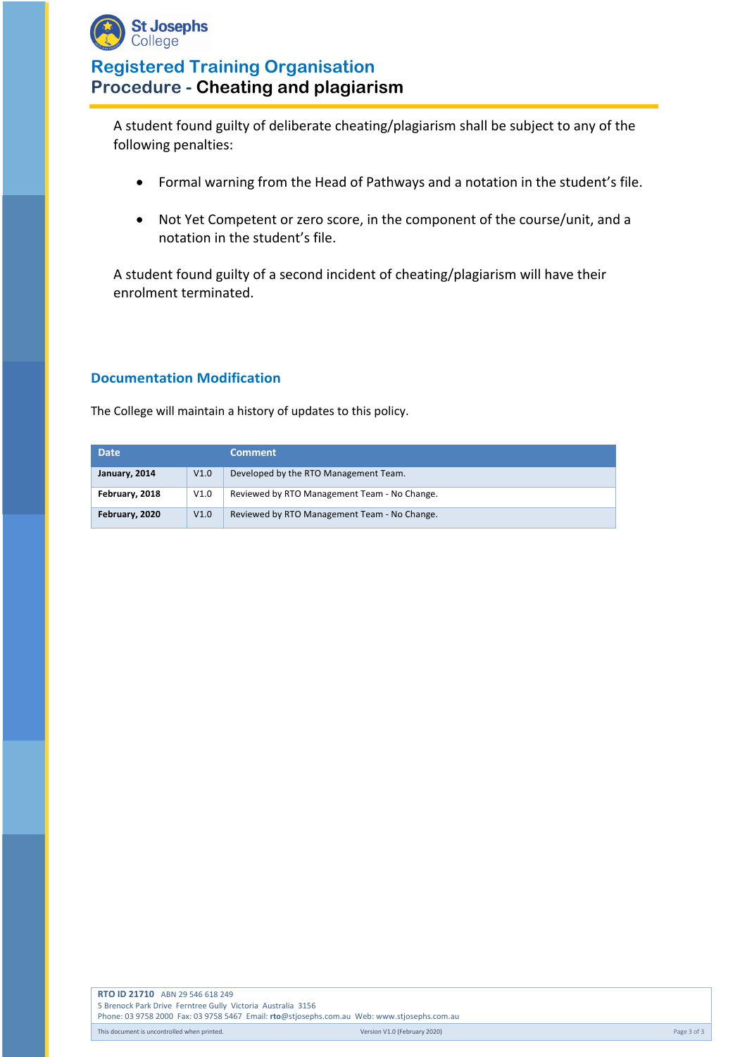A student found guilty of deliberate cheating/plagiarism shall be subject to any of the following penalties:

- Formal warning from the Head of Pathways and a notation in the student's file.
- Not Yet Competent or zero score, in the component of the course/unit, and a notation in the student's file.

A student found guilty of a second incident of cheating/plagiarism will have their enrolment terminated.

## Documentation Modification

The College will maintain a history of updates to this policy.

| Date | | Comment |
|---|---|---|
| **January, 2014** | V1.0 | Developed by the RTO Management Team. |
| **February, 2018** | V1.0 | Reviewed by RTO Management Team - No Change. |
| **February, 2020** | V1.0 | Reviewed by RTO Management Team - No Change. |